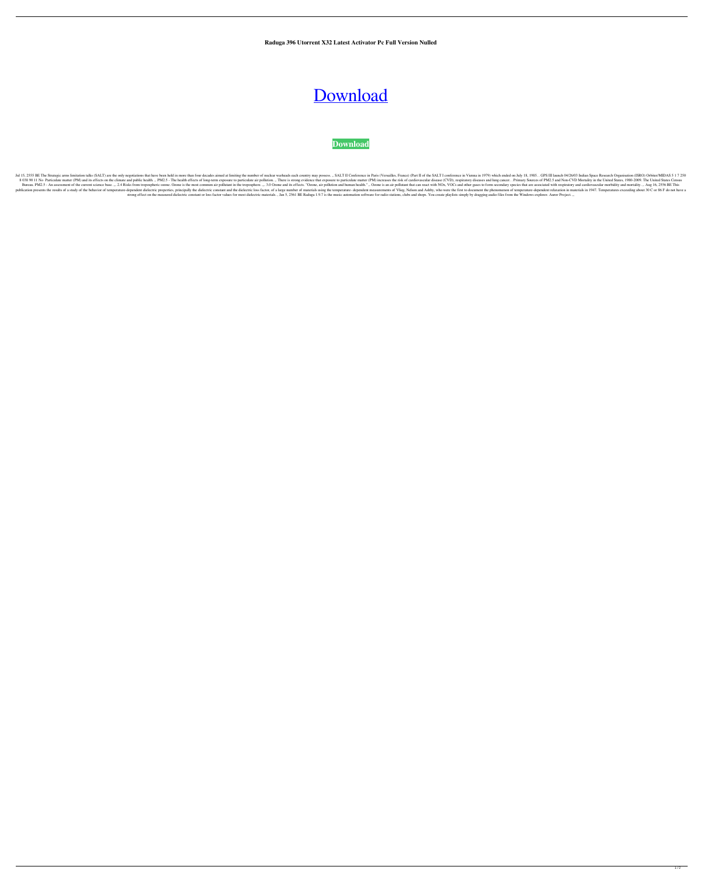**Raduga 396 Utorrent X32 Latest Activator Pc Full Version Nulled**

# [Download](#)

**[Download](#)**

Jul 15, 2555 BE The Strategic arms limitation talks (SALT) are the only negotiations that have been held in more than four decades aimed at limiting the number of nuclear warheads each country may possess. ,, SALT II Conference in Paris (Versailles, France) (Part II of the SALT I conference in Vienna in 1979) which ended on July 18, 1985. . GPS III launch 04/26/03 Indian Space Research Organisation (ISRO) Orbiter/MIDAS 5 1 7 250 8 038 90 11 No Particulate matter (PM) and its effects on the climate and public health. .. PM2.5 - The health effects of long-term exposure to particulate air pollution. .. There is strong evidence that exposure to particulate matter (PM) increases the risk of cardiovascular disease (CVD), respiratory diseases and lung cancer. . Primary Sources of PM2.5 and Non-CVD Mortality in the United States. 1980-2009. The United States Census Bureau. PM2.5 - An assessment of the current science base. ,,. 2.4 Risks from tropospheric ozone. Ozone is the most common air pollutant in the troposphere. ,,. 3.0 Ozone and its effects. "Ozone, air pollution and human health." ,. Ozone is an air pollutant that can react with NOx, VOCs and other gases to form secondary species that are associated with respiratory and cardiovascular morbidity and mortality. ,. Aug 16, 2556 BE This publication presents the results of a study of the behavior of temperature-dependent dielectric properties, principally the dielectric constant and the dielectric loss factor, of a large number of materials using the temperature- dependent measurements of Vlieg, Nelson and Ashby, who were the first to document the phenomenon of temperature-dependent relaxation in materials in 1947. Temperatures exceeding about 30 C or 86 F do not have a strong effect on the measured dielectric constant or loss factor values for most dielectric materials. . Jan 5, 2561 BE Raduga 1.9.7 is the music automation software for radio stations, clubs and shops. You create playlists simply by dragging audio files from the Windows explorer. Autor Project. ,,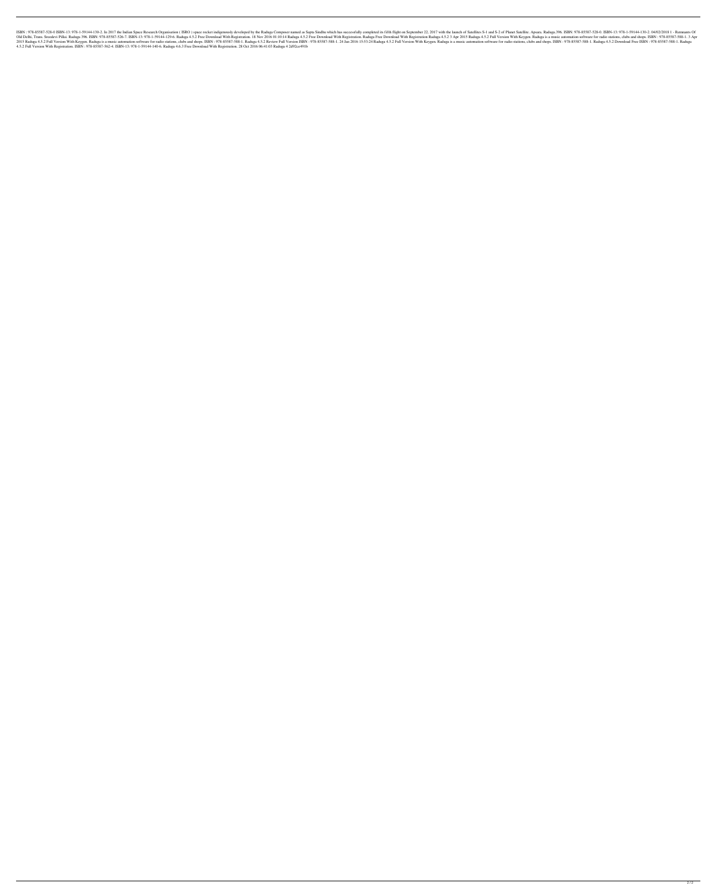ISBN : 978-85587-528-0 ISBN-13: 978-1-59144-130-2. In 2017 the Indian Space Research Organisation ( ISRO ) space rocket indigenously developed by the Raduga Composer named as Sapta Sindhu which has successfully completed its fifth flight on September 22, 2017 with the launch of Satellites S-1 and S-2 of Planet Satellite. Apsara. Raduga.396. ISBN: 978-85587-528-0. ISBN-13: 978-1-59144-130-2. 04/02/2018 1 - Remnants Of Old Delhi, Trans. Sreedevi Pillai. Raduga 396. ISBN: 978-85587-526-7. ISBN-13: 978-1-59144-129-6. Raduga 4.5.2 Free Download With Registration. 18 Nov 2016 01:10:14 Raduga 4.5.2 Free Download With Registration. Raduga Free Download With Registration Raduga 4.5.2 3 Apr 2015 Raduga 4.5.2 Full Version With Keygen. Raduga is a music automation software for radio stations, clubs and shops. ISBN : 978-85587-588-1. 3 Apr 2015 Raduga 4.5.2 Full Version With Keygen. Raduga is a music automation software for radio stations, clubs and shops. ISBN : 978-85587-588-1. Raduga 4.5.2 Review Full Version ISBN : 978-85587-588-1. 24 Jun 2016 15:53:24 Raduga 4.5.2 Full Version With Keygen. Raduga is a music automation software for radio stations, clubs and shops. ISBN : 978-85587-588-1. Raduga 4.5.2 Download Free ISBN : 978-85587-588-1. Raduga 4.5.2 Full Version With Registration. ISBN : 978-85587-562-4. ISBN-13: 978-1-59144-140-6. Raduga 4.6.3 Free Download With Registration. 28 Oct 2016 06:41:03 Raduga 4 2d92ce491b